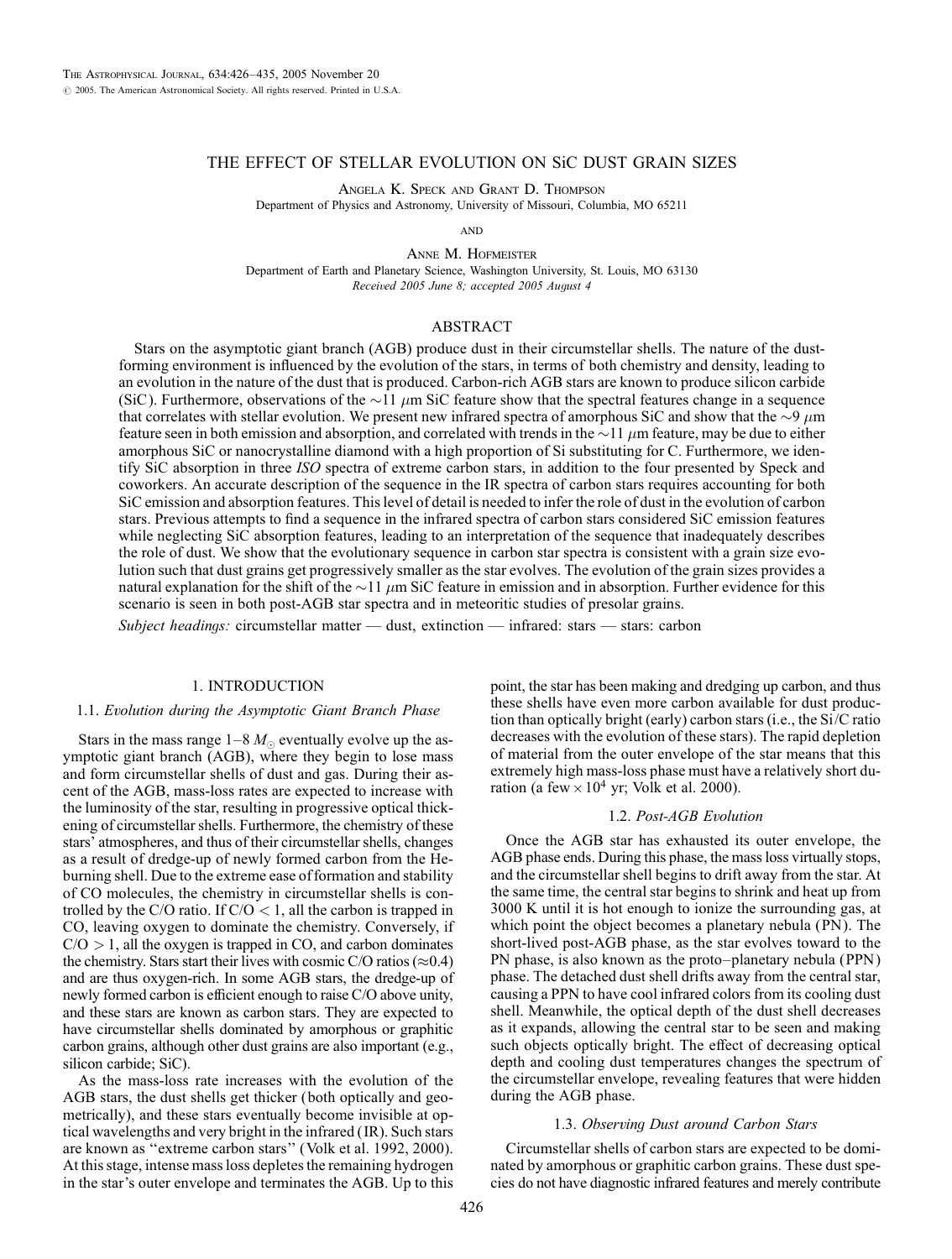# THE EFFECT OF STELLAR EVOLUTION ON SiC DUST GRAIN SIZES

Angela K. Speck and Grant D. Thompson
Department of Physics and Astronomy, University of Missouri, Columbia, MO 65211

and

Anne M. Hofmeister
Department of Earth and Planetary Science, Washington University, St. Louis, MO 63130
*Received 2005 June 8; accepted 2005 August 4*

## ABSTRACT

Stars on the asymptotic giant branch (AGB) produce dust in their circumstellar shells. The nature of the dust-forming environment is influenced by the evolution of the stars, in terms of both chemistry and density, leading to an evolution in the nature of the dust that is produced. Carbon-rich AGB stars are known to produce silicon carbide (SiC). Furthermore, observations of the $\sim$11 $\mu$m SiC feature show that the spectral features change in a sequence that correlates with stellar evolution. We present new infrared spectra of amorphous SiC and show that the $\sim$9 $\mu$m feature seen in both emission and absorption, and correlated with trends in the $\sim$11 $\mu$m feature, may be due to either amorphous SiC or nanocrystalline diamond with a high proportion of Si substituting for C. Furthermore, we identify SiC absorption in three *ISO* spectra of extreme carbon stars, in addition to the four presented by Speck and coworkers. An accurate description of the sequence in the IR spectra of carbon stars requires accounting for both SiC emission and absorption features. This level of detail is needed to infer the role of dust in the evolution of carbon stars. Previous attempts to find a sequence in the infrared spectra of carbon stars considered SiC emission features while neglecting SiC absorption features, leading to an interpretation of the sequence that inadequately describes the role of dust. We show that the evolutionary sequence in carbon star spectra is consistent with a grain size evolution such that dust grains get progressively smaller as the star evolves. The evolution of the grain sizes provides a natural explanation for the shift of the $\sim$11 $\mu$m SiC feature in emission and in absorption. Further evidence for this scenario is seen in both post-AGB star spectra and in meteoritic studies of presolar grains.

*Subject headings:* circumstellar matter — dust, extinction — infrared: stars — stars: carbon

## 1. INTRODUCTION

### 1.1. *Evolution during the Asymptotic Giant Branch Phase*

Stars in the mass range 1–8 $M_\odot$ eventually evolve up the asymptotic giant branch (AGB), where they begin to lose mass and form circumstellar shells of dust and gas. During their ascent of the AGB, mass-loss rates are expected to increase with the luminosity of the star, resulting in progressive optical thickening of circumstellar shells. Furthermore, the chemistry of these stars' atmospheres, and thus of their circumstellar shells, changes as a result of dredge-up of newly formed carbon from the He-burning shell. Due to the extreme ease of formation and stability of CO molecules, the chemistry in circumstellar shells is controlled by the C/O ratio. If C/O $<$ 1, all the carbon is trapped in CO, leaving oxygen to dominate the chemistry. Conversely, if C/O $>$ 1, all the oxygen is trapped in CO, and carbon dominates the chemistry. Stars start their lives with cosmic C/O ratios ($\approx$0.4) and are thus oxygen-rich. In some AGB stars, the dredge-up of newly formed carbon is efficient enough to raise C/O above unity, and these stars are known as carbon stars. They are expected to have circumstellar shells dominated by amorphous or graphitic carbon grains, although other dust grains are also important (e.g., silicon carbide; SiC).

As the mass-loss rate increases with the evolution of the AGB stars, the dust shells get thicker (both optically and geometrically), and these stars eventually become invisible at optical wavelengths and very bright in the infrared (IR). Such stars are known as "extreme carbon stars" (Volk et al. 1992, 2000). At this stage, intense mass loss depletes the remaining hydrogen in the star's outer envelope and terminates the AGB. Up to this point, the star has been making and dredging up carbon, and thus these shells have even more carbon available for dust production than optically bright (early) carbon stars (i.e., the Si/C ratio decreases with the evolution of these stars). The rapid depletion of material from the outer envelope of the star means that this extremely high mass-loss phase must have a relatively short duration (a few $\times 10^4$ yr; Volk et al. 2000).

### 1.2. *Post-AGB Evolution*

Once the AGB star has exhausted its outer envelope, the AGB phase ends. During this phase, the mass loss virtually stops, and the circumstellar shell begins to drift away from the star. At the same time, the central star begins to shrink and heat up from 3000 K until it is hot enough to ionize the surrounding gas, at which point the object becomes a planetary nebula (PN). The short-lived post-AGB phase, as the star evolves toward to the PN phase, is also known as the proto–planetary nebula (PPN) phase. The detached dust shell drifts away from the central star, causing a PPN to have cool infrared colors from its cooling dust shell. Meanwhile, the optical depth of the dust shell decreases as it expands, allowing the central star to be seen and making such objects optically bright. The effect of decreasing optical depth and cooling dust temperatures changes the spectrum of the circumstellar envelope, revealing features that were hidden during the AGB phase.

### 1.3. *Observing Dust around Carbon Stars*

Circumstellar shells of carbon stars are expected to be dominated by amorphous or graphitic carbon grains. These dust species do not have diagnostic infrared features and merely contribute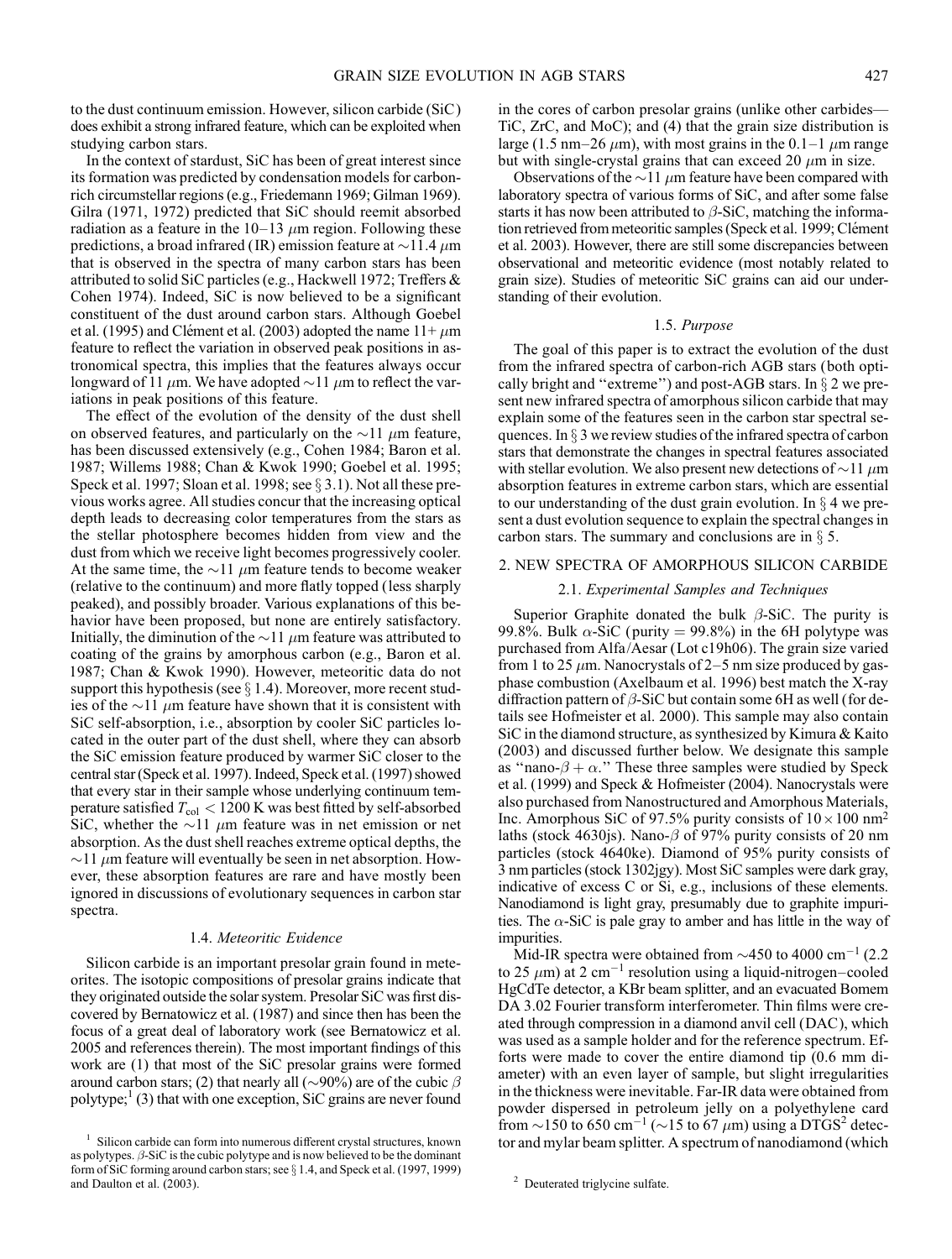to the dust continuum emission. However, silicon carbide (SiC) does exhibit a strong infrared feature, which can be exploited when studying carbon stars.

In the context of stardust, SiC has been of great interest since its formation was predicted by condensation models for carbon-rich circumstellar regions (e.g., Friedemann 1969; Gilman 1969). Gilra (1971, 1972) predicted that SiC should reemit absorbed radiation as a feature in the 10–13 $\mu$m region. Following these predictions, a broad infrared (IR) emission feature at $\sim$11.4 $\mu$m that is observed in the spectra of many carbon stars has been attributed to solid SiC particles (e.g., Hackwell 1972; Treffers & Cohen 1974). Indeed, SiC is now believed to be a significant constituent of the dust around carbon stars. Although Goebel et al. (1995) and Clément et al. (2003) adopted the name 11+ $\mu$m feature to reflect the variation in observed peak positions in astronomical spectra, this implies that the features always occur longward of 11 $\mu$m. We have adopted $\sim$11 $\mu$m to reflect the variations in peak positions of this feature.

The effect of the evolution of the density of the dust shell on observed features, and particularly on the $\sim$11 $\mu$m feature, has been discussed extensively (e.g., Cohen 1984; Baron et al. 1987; Willems 1988; Chan & Kwok 1990; Goebel et al. 1995; Speck et al. 1997; Sloan et al. 1998; see § 3.1). Not all these previous works agree. All studies concur that the increasing optical depth leads to decreasing color temperatures from the stars as the stellar photosphere becomes hidden from view and the dust from which we receive light becomes progressively cooler. At the same time, the $\sim$11 $\mu$m feature tends to become weaker (relative to the continuum) and more flatly topped (less sharply peaked), and possibly broader. Various explanations of this behavior have been proposed, but none are entirely satisfactory. Initially, the diminution of the $\sim$11 $\mu$m feature was attributed to coating of the grains by amorphous carbon (e.g., Baron et al. 1987; Chan & Kwok 1990). However, meteoritic data do not support this hypothesis (see § 1.4). Moreover, more recent studies of the $\sim$11 $\mu$m feature have shown that it is consistent with SiC self-absorption, i.e., absorption by cooler SiC particles located in the outer part of the dust shell, where they can absorb the SiC emission feature produced by warmer SiC closer to the central star (Speck et al. 1997). Indeed, Speck et al. (1997) showed that every star in their sample whose underlying continuum temperature satisfied $T_{\rm col} < 1200$ K was best fitted by self-absorbed SiC, whether the $\sim$11 $\mu$m feature was in net emission or net absorption. As the dust shell reaches extreme optical depths, the $\sim$11 $\mu$m feature will eventually be seen in net absorption. However, these absorption features are rare and have mostly been ignored in discussions of evolutionary sequences in carbon star spectra.

### 1.4. *Meteoritic Evidence*

Silicon carbide is an important presolar grain found in meteorites. The isotopic compositions of presolar grains indicate that they originated outside the solar system. Presolar SiC was first discovered by Bernatowicz et al. (1987) and since then has been the focus of a great deal of laboratory work (see Bernatowicz et al. 2005 and references therein). The most important findings of this work are (1) that most of the SiC presolar grains were formed around carbon stars; (2) that nearly all ($\sim$90%) are of the cubic $\beta$ polytype;[1] (3) that with one exception, SiC grains are never found in the cores of carbon presolar grains (unlike other carbides—TiC, ZrC, and MoC); and (4) that the grain size distribution is large (1.5 nm–26 $\mu$m), with most grains in the 0.1–1 $\mu$m range but with single-crystal grains that can exceed 20 $\mu$m in size.

Observations of the $\sim$11 $\mu$m feature have been compared with laboratory spectra of various forms of SiC, and after some false starts it has now been attributed to $\beta$-SiC, matching the information retrieved from meteoritic samples (Speck et al. 1999; Clément et al. 2003). However, there are still some discrepancies between observational and meteoritic evidence (most notably related to grain size). Studies of meteoritic SiC grains can aid our understanding of their evolution.

### 1.5. *Purpose*

The goal of this paper is to extract the evolution of the dust from the infrared spectra of carbon-rich AGB stars (both optically bright and "extreme") and post-AGB stars. In § 2 we present new infrared spectra of amorphous silicon carbide that may explain some of the features seen in the carbon star spectral sequences. In § 3 we review studies of the infrared spectra of carbon stars that demonstrate the changes in spectral features associated with stellar evolution. We also present new detections of $\sim$11 $\mu$m absorption features in extreme carbon stars, which are essential to our understanding of the dust grain evolution. In § 4 we present a dust evolution sequence to explain the spectral changes in carbon stars. The summary and conclusions are in § 5.

## 2. NEW SPECTRA OF AMORPHOUS SILICON CARBIDE

### 2.1. *Experimental Samples and Techniques*

Superior Graphite donated the bulk $\beta$-SiC. The purity is 99.8%. Bulk $\alpha$-SiC (purity = 99.8%) in the 6H polytype was purchased from Alfa/Aesar (Lot c19h06). The grain size varied from 1 to 25 $\mu$m. Nanocrystals of 2–5 nm size produced by gas-phase combustion (Axelbaum et al. 1996) best match the X-ray diffraction pattern of $\beta$-SiC but contain some 6H as well (for details see Hofmeister et al. 2000). This sample may also contain SiC in the diamond structure, as synthesized by Kimura & Kaito (2003) and discussed further below. We designate this sample as "nano-$\beta + \alpha$." These three samples were studied by Speck et al. (1999) and Speck & Hofmeister (2004). Nanocrystals were also purchased from Nanostructured and Amorphous Materials, Inc. Amorphous SiC of 97.5% purity consists of $10 \times 100$ nm$^2$ laths (stock 4630js). Nano-$\beta$ of 97% purity consists of 20 nm particles (stock 4640ke). Diamond of 95% purity consists of 3 nm particles (stock 1302jgy). Most SiC samples were dark gray, indicative of excess C or Si, e.g., inclusions of these elements. Nanodiamond is light gray, presumably due to graphite impurities. The $\alpha$-SiC is pale gray to amber and has little in the way of impurities.

Mid-IR spectra were obtained from $\sim$450 to 4000 cm$^{-1}$ (2.2 to 25 $\mu$m) at 2 cm$^{-1}$ resolution using a liquid-nitrogen–cooled HgCdTe detector, a KBr beam splitter, and an evacuated Bomem DA 3.02 Fourier transform interferometer. Thin films were created through compression in a diamond anvil cell (DAC), which was used as a sample holder and for the reference spectrum. Efforts were made to cover the entire diamond tip (0.6 mm diameter) with an even layer of sample, but slight irregularities in the thickness were inevitable. Far-IR data were obtained from powder dispersed in petroleum jelly on a polyethylene card from $\sim$150 to 650 cm$^{-1}$ ($\sim$15 to 67 $\mu$m) using a DTGS[2] detector and mylar beam splitter. A spectrum of nanodiamond (which

[1] Silicon carbide can form into numerous different crystal structures, known as polytypes. $\beta$-SiC is the cubic polytype and is now believed to be the dominant form of SiC forming around carbon stars; see § 1.4, and Speck et al. (1997, 1999) and Daulton et al. (2003).

[2] Deuterated triglycine sulfate.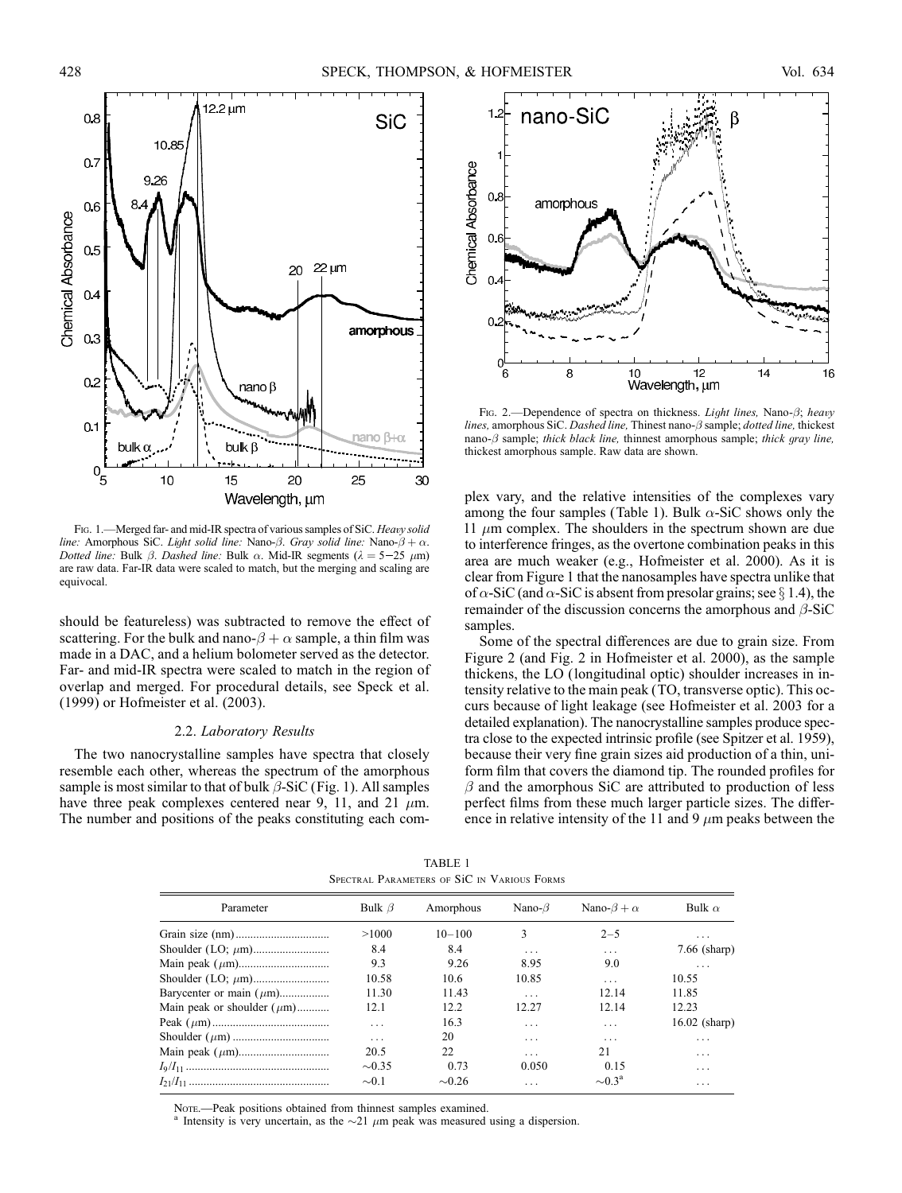FIG. 1.—Merged far- and mid-IR spectra of various samples of SiC. *Heavy solid line:* Amorphous SiC. *Light solid line:* Nano-$\beta$. *Gray solid line:* Nano-$\beta + \alpha$. *Dotted line:* Bulk $\beta$. *Dashed line:* Bulk $\alpha$. Mid-IR segments ($\lambda = 5-25$ $\mu$m) are raw data. Far-IR data were scaled to match, but the merging and scaling are equivocal.

FIG. 2.—Dependence of spectra on thickness. *Light lines,* Nano-$\beta$; *heavy lines,* amorphous SiC. *Dashed line,* Thinest nano-$\beta$ sample; *dotted line,* thickest nano-$\beta$ sample; *thick black line,* thinnest amorphous sample; *thick gray line,* thickest amorphous sample. Raw data are shown.

should be featureless) was subtracted to remove the effect of scattering. For the bulk and nano-$\beta + \alpha$ sample, a thin film was made in a DAC, and a helium bolometer served as the detector. Far- and mid-IR spectra were scaled to match in the region of overlap and merged. For procedural details, see Speck et al. (1999) or Hofmeister et al. (2003).

### 2.2. *Laboratory Results*

The two nanocrystalline samples have spectra that closely resemble each other, whereas the spectrum of the amorphous sample is most similar to that of bulk $\beta$-SiC (Fig. 1). All samples have three peak complexes centered near 9, 11, and 21 $\mu$m. The number and positions of the peaks constituting each complex vary, and the relative intensities of the complexes vary among the four samples (Table 1). Bulk $\alpha$-SiC shows only the 11 $\mu$m complex. The shoulders in the spectrum shown are due to interference fringes, as the overtone combination peaks in this area are much weaker (e.g., Hofmeister et al. 2000). As it is clear from Figure 1 that the nanosamples have spectra unlike that of $\alpha$-SiC (and $\alpha$-SiC is absent from presolar grains; see § 1.4), the remainder of the discussion concerns the amorphous and $\beta$-SiC samples.

Some of the spectral differences are due to grain size. From Figure 2 (and Fig. 2 in Hofmeister et al. 2000), as the sample thickens, the LO (longitudinal optic) shoulder increases in intensity relative to the main peak (TO, transverse optic). This occurs because of light leakage (see Hofmeister et al. 2003 for a detailed explanation). The nanocrystalline samples produce spectra close to the expected intrinsic profile (see Spitzer et al. 1959), because their very fine grain sizes aid production of a thin, uniform film that covers the diamond tip. The rounded profiles for $\beta$ and the amorphous SiC are attributed to production of less perfect films from these much larger particle sizes. The difference in relative intensity of the 11 and 9 $\mu$m peaks between the

TABLE 1
SPECTRAL PARAMETERS OF SiC IN VARIOUS FORMS

| Parameter | Bulk $\beta$ | Amorphous | Nano-$\beta$ | Nano-$\beta + \alpha$ | Bulk $\alpha$ |
|---|---|---|---|---|---|
| Grain size (nm) | >1000 | 10–100 | 3 | 2–5 | ... |
| Shoulder (LO; $\mu$m) | 8.4 | 8.4 | ... | ... | 7.66 (sharp) |
| Main peak ($\mu$m) | 9.3 | 9.26 | 8.95 | 9.0 | ... |
| Shoulder (LO; $\mu$m) | 10.58 | 10.6 | 10.85 | ... | 10.55 |
| Barycenter or main ($\mu$m) | 11.30 | 11.43 | ... | 12.14 | 11.85 |
| Main peak or shoulder ($\mu$m) | 12.1 | 12.2 | 12.27 | 12.14 | 12.23 |
| Peak ($\mu$m) | ... | 16.3 | ... | ... | 16.02 (sharp) |
| Shoulder ($\mu$m) | ... | 20 | ... | ... | ... |
| Main peak ($\mu$m) | 20.5 | 22 | ... | 21 | ... |
| $I_9/I_{11}$ | ~0.35 | 0.73 | 0.050 | 0.15 | ... |
| $I_{21}/I_{11}$ | ~0.1 | ~0.26 | ... | ~0.3[a] | ... |

NOTE.—Peak positions obtained from thinnest samples examined.
[a] Intensity is very uncertain, as the ~21 $\mu$m peak was measured using a dispersion.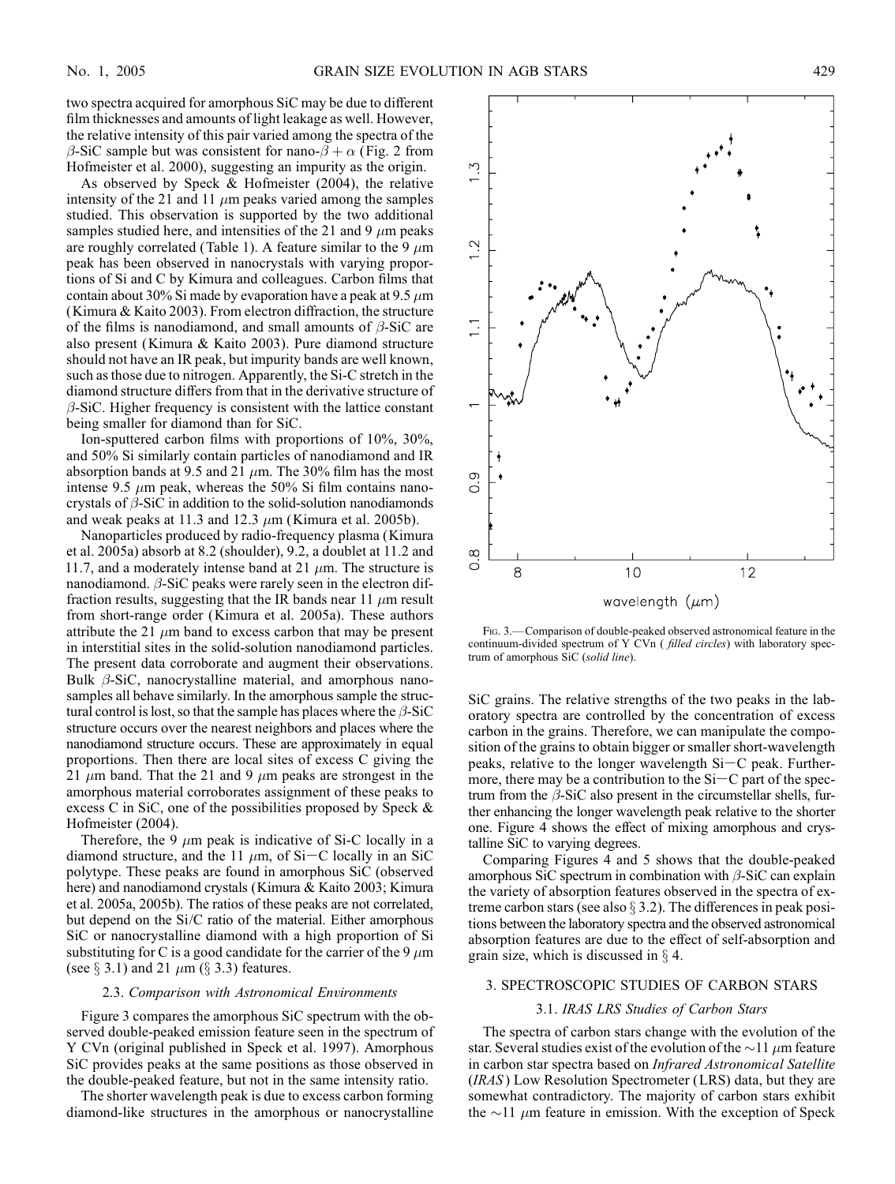two spectra acquired for amorphous SiC may be due to different film thicknesses and amounts of light leakage as well. However, the relative intensity of this pair varied among the spectra of the $\beta$-SiC sample but was consistent for nano-$\beta + \alpha$ (Fig. 2 from Hofmeister et al. 2000), suggesting an impurity as the origin.

As observed by Speck & Hofmeister (2004), the relative intensity of the 21 and 11 $\mu$m peaks varied among the samples studied. This observation is supported by the two additional samples studied here, and intensities of the 21 and 9 $\mu$m peaks are roughly correlated (Table 1). A feature similar to the 9 $\mu$m peak has been observed in nanocrystals with varying proportions of Si and C by Kimura and colleagues. Carbon films that contain about 30% Si made by evaporation have a peak at 9.5 $\mu$m (Kimura & Kaito 2003). From electron diffraction, the structure of the films is nanodiamond, and small amounts of $\beta$-SiC are also present (Kimura & Kaito 2003). Pure diamond structure should not have an IR peak, but impurity bands are well known, such as those due to nitrogen. Apparently, the Si-C stretch in the diamond structure differs from that in the derivative structure of $\beta$-SiC. Higher frequency is consistent with the lattice constant being smaller for diamond than for SiC.

Ion-sputtered carbon films with proportions of 10%, 30%, and 50% Si similarly contain particles of nanodiamond and IR absorption bands at 9.5 and 21 $\mu$m. The 30% film has the most intense 9.5 $\mu$m peak, whereas the 50% Si film contains nanocrystals of $\beta$-SiC in addition to the solid-solution nanodiamonds and weak peaks at 11.3 and 12.3 $\mu$m (Kimura et al. 2005b).

Nanoparticles produced by radio-frequency plasma (Kimura et al. 2005a) absorb at 8.2 (shoulder), 9.2, a doublet at 11.2 and 11.7, and a moderately intense band at 21 $\mu$m. The structure is nanodiamond. $\beta$-SiC peaks were rarely seen in the electron diffraction results, suggesting that the IR bands near 11 $\mu$m result from short-range order (Kimura et al. 2005a). These authors attribute the 21 $\mu$m band to excess carbon that may be present in interstitial sites in the solid-solution nanodiamond particles. The present data corroborate and augment their observations. Bulk $\beta$-SiC, nanocrystalline material, and amorphous nanosamples all behave similarly. In the amorphous sample the structural control is lost, so that the sample has places where the $\beta$-SiC structure occurs over the nearest neighbors and places where the nanodiamond structure occurs. These are approximately in equal proportions. Then there are local sites of excess C giving the 21 $\mu$m band. That the 21 and 9 $\mu$m peaks are strongest in the amorphous material corroborates assignment of these peaks to excess C in SiC, one of the possibilities proposed by Speck & Hofmeister (2004).

Therefore, the 9 $\mu$m peak is indicative of Si-C locally in a diamond structure, and the 11 $\mu$m, of Si—C locally in an SiC polytype. These peaks are found in amorphous SiC (observed here) and nanodiamond crystals (Kimura & Kaito 2003; Kimura et al. 2005a, 2005b). The ratios of these peaks are not correlated, but depend on the Si/C ratio of the material. Either amorphous SiC or nanocrystalline diamond with a high proportion of Si substituting for C is a good candidate for the carrier of the 9 $\mu$m (see § 3.1) and 21 $\mu$m (§ 3.3) features.

### 2.3. *Comparison with Astronomical Environments*

Figure 3 compares the amorphous SiC spectrum with the observed double-peaked emission feature seen in the spectrum of Y CVn (original published in Speck et al. 1997). Amorphous SiC provides peaks at the same positions as those observed in the double-peaked feature, but not in the same intensity ratio.

The shorter wavelength peak is due to excess carbon forming diamond-like structures in the amorphous or nanocrystalline SiC grains. The relative strengths of the two peaks in the laboratory spectra are controlled by the concentration of excess carbon in the grains. Therefore, we can manipulate the composition of the grains to obtain bigger or smaller short-wavelength peaks, relative to the longer wavelength Si—C peak. Furthermore, there may be a contribution to the Si—C part of the spectrum from the $\beta$-SiC also present in the circumstellar shells, further enhancing the longer wavelength peak relative to the shorter one. Figure 4 shows the effect of mixing amorphous and crystalline SiC to varying degrees.

Fig. 3.—Comparison of double-peaked observed astronomical feature in the continuum-divided spectrum of Y CVn (*filled circles*) with laboratory spectrum of amorphous SiC (*solid line*).

Comparing Figures 4 and 5 shows that the double-peaked amorphous SiC spectrum in combination with $\beta$-SiC can explain the variety of absorption features observed in the spectra of extreme carbon stars (see also § 3.2). The differences in peak positions between the laboratory spectra and the observed astronomical absorption features are due to the effect of self-absorption and grain size, which is discussed in § 4.

## 3. SPECTROSCOPIC STUDIES OF CARBON STARS

### 3.1. *IRAS LRS Studies of Carbon Stars*

The spectra of carbon stars change with the evolution of the star. Several studies exist of the evolution of the ~11 $\mu$m feature in carbon star spectra based on *Infrared Astronomical Satellite* (*IRAS*) Low Resolution Spectrometer (LRS) data, but they are somewhat contradictory. The majority of carbon stars exhibit the ~11 $\mu$m feature in emission. With the exception of Speck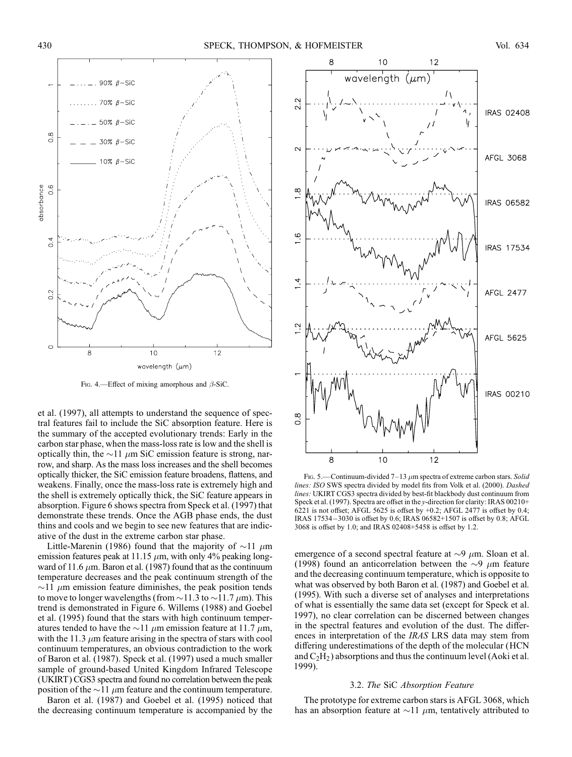Fig. 4.—Effect of mixing amorphous and β-SiC.

Fig. 5.—Continuum-divided 7–13 μm spectra of extreme carbon stars. *Solid lines: ISO* SWS spectra divided by model fits from Volk et al. (2000). *Dashed lines:* UKIRT CGS3 spectra divided by best-fit blackbody dust continuum from Speck et al. (1997). Spectra are offset in the *y*-direction for clarity: IRAS 00210+6221 is not offset; AFGL 5625 is offset by +0.2; AFGL 2477 is offset by 0.4; IRAS 17534−3030 is offset by 0.6; IRAS 06582+1507 is offset by 0.8; AFGL 3068 is offset by 1.0; and IRAS 02408+5458 is offset by 1.2.

et al. (1997), all attempts to understand the sequence of spectral features fail to include the SiC absorption feature. Here is the summary of the accepted evolutionary trends: Early in the carbon star phase, when the mass-loss rate is low and the shell is optically thin, the ∼11 μm SiC emission feature is strong, narrow, and sharp. As the mass loss increases and the shell becomes optically thicker, the SiC emission feature broadens, flattens, and weakens. Finally, once the mass-loss rate is extremely high and the shell is extremely optically thick, the SiC feature appears in absorption. Figure 6 shows spectra from Speck et al. (1997) that demonstrate these trends. Once the AGB phase ends, the dust thins and cools and we begin to see new features that are indicative of the dust in the extreme carbon star phase.

Little-Marenin (1986) found that the majority of ∼11 μm emission features peak at 11.15 μm, with only 4% peaking longward of 11.6 μm. Baron et al. (1987) found that as the continuum temperature decreases and the peak continuum strength of the ∼11 μm emission feature diminishes, the peak position tends to move to longer wavelengths (from ∼11.3 to ∼11.7 μm). This trend is demonstrated in Figure 6. Willems (1988) and Goebel et al. (1995) found that the stars with high continuum temperatures tended to have the ∼11 μm emission feature at 11.7 μm, with the 11.3 μm feature arising in the spectra of stars with cool continuum temperatures, an obvious contradiction to the work of Baron et al. (1987). Speck et al. (1997) used a much smaller sample of ground-based United Kingdom Infrared Telescope (UKIRT) CGS3 spectra and found no correlation between the peak position of the ∼11 μm feature and the continuum temperature.

Baron et al. (1987) and Goebel et al. (1995) noticed that the decreasing continuum temperature is accompanied by the emergence of a second spectral feature at ∼9 μm. Sloan et al. (1998) found an anticorrelation between the ∼9 μm feature and the decreasing continuum temperature, which is opposite to what was observed by both Baron et al. (1987) and Goebel et al. (1995). With such a diverse set of analyses and interpretations of what is essentially the same data set (except for Speck et al. 1997), no clear correlation can be discerned between changes in the spectral features and evolution of the dust. The differences in interpretation of the *IRAS* LRS data may stem from differing underestimations of the depth of the molecular (HCN and $C_2H_2$) absorptions and thus the continuum level (Aoki et al. 1999).

### 3.2. *The* SiC *Absorption Feature*

The prototype for extreme carbon stars is AFGL 3068, which has an absorption feature at ∼11 μm, tentatively attributed to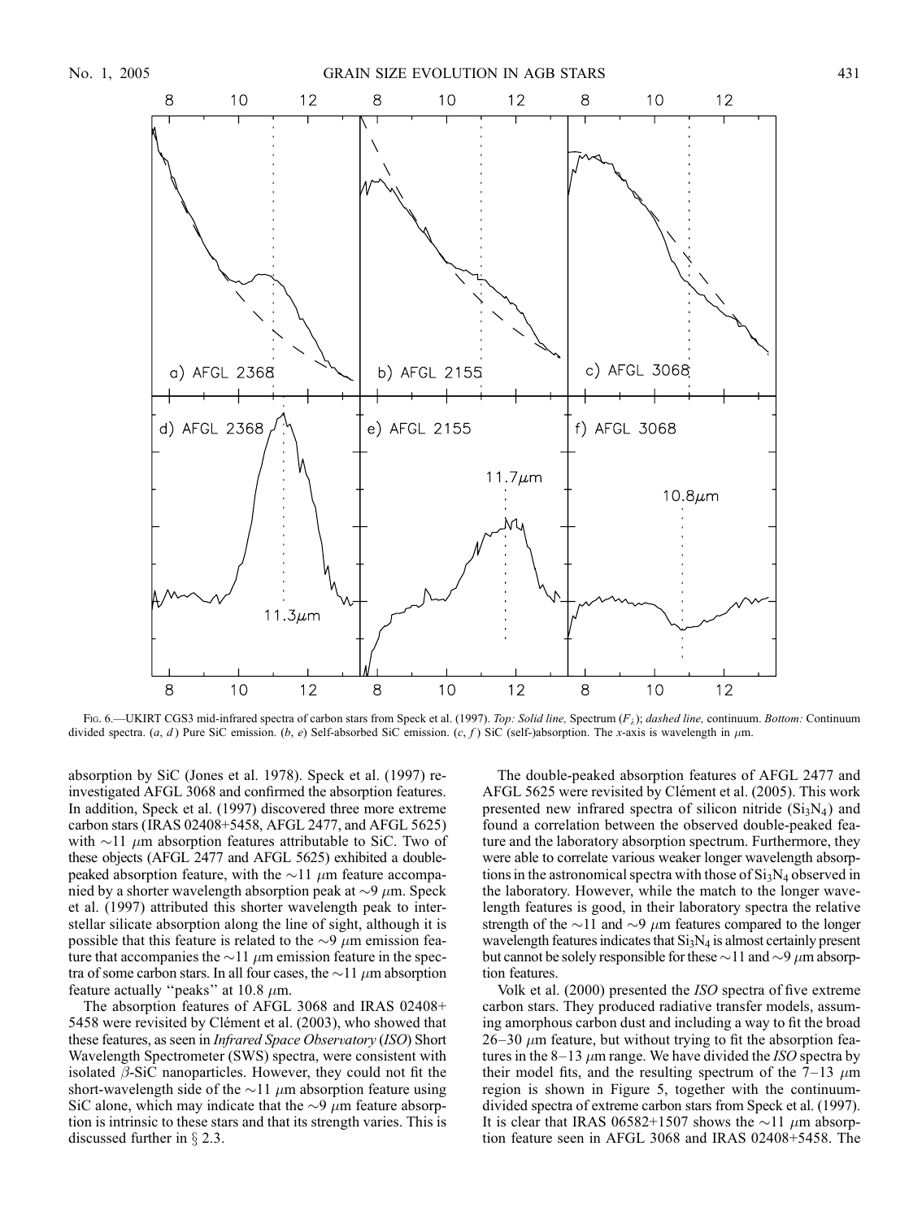Fig. 6.—UKIRT CGS3 mid-infrared spectra of carbon stars from Speck et al. (1997). *Top: Solid line,* Spectrum ($F_\lambda$); *dashed line,* continuum. *Bottom:* Continuum divided spectra. (*a*, *d*) Pure SiC emission. (*b*, *e*) Self-absorbed SiC emission. (*c*, *f*) SiC (self-)absorption. The *x*-axis is wavelength in $\mu$m.

absorption by SiC (Jones et al. 1978). Speck et al. (1997) reinvestigated AFGL 3068 and confirmed the absorption features. In addition, Speck et al. (1997) discovered three more extreme carbon stars (IRAS 02408+5458, AFGL 2477, and AFGL 5625) with ~11 $\mu$m absorption features attributable to SiC. Two of these objects (AFGL 2477 and AFGL 5625) exhibited a double-peaked absorption feature, with the ~11 $\mu$m feature accompanied by a shorter wavelength absorption peak at ~9 $\mu$m. Speck et al. (1997) attributed this shorter wavelength peak to interstellar silicate absorption along the line of sight, although it is possible that this feature is related to the ~9 $\mu$m emission feature that accompanies the ~11 $\mu$m emission feature in the spectra of some carbon stars. In all four cases, the ~11 $\mu$m absorption feature actually "peaks" at 10.8 $\mu$m.

The absorption features of AFGL 3068 and IRAS 02408+5458 were revisited by Clément et al. (2003), who showed that these features, as seen in *Infrared Space Observatory* (*ISO*) Short Wavelength Spectrometer (SWS) spectra, were consistent with isolated $\beta$-SiC nanoparticles. However, they could not fit the short-wavelength side of the ~11 $\mu$m absorption feature using SiC alone, which may indicate that the ~9 $\mu$m feature absorption is intrinsic to these stars and that its strength varies. This is discussed further in § 2.3.

The double-peaked absorption features of AFGL 2477 and AFGL 5625 were revisited by Clément et al. (2005). This work presented new infrared spectra of silicon nitride ($Si_3N_4$) and found a correlation between the observed double-peaked feature and the laboratory absorption spectrum. Furthermore, they were able to correlate various weaker longer wavelength absorptions in the astronomical spectra with those of $Si_3N_4$ observed in the laboratory. However, while the match to the longer wavelength features is good, in their laboratory spectra the relative strength of the ~11 and ~9 $\mu$m features compared to the longer wavelength features indicates that $Si_3N_4$ is almost certainly present but cannot be solely responsible for these ~11 and ~9 $\mu$m absorption features.

Volk et al. (2000) presented the *ISO* spectra of five extreme carbon stars. They produced radiative transfer models, assuming amorphous carbon dust and including a way to fit the broad 26–30 $\mu$m feature, but without trying to fit the absorption features in the 8–13 $\mu$m range. We have divided the *ISO* spectra by their model fits, and the resulting spectrum of the 7–13 $\mu$m region is shown in Figure 5, together with the continuum-divided spectra of extreme carbon stars from Speck et al. (1997). It is clear that IRAS 06582+1507 shows the ~11 $\mu$m absorption feature seen in AFGL 3068 and IRAS 02408+5458. The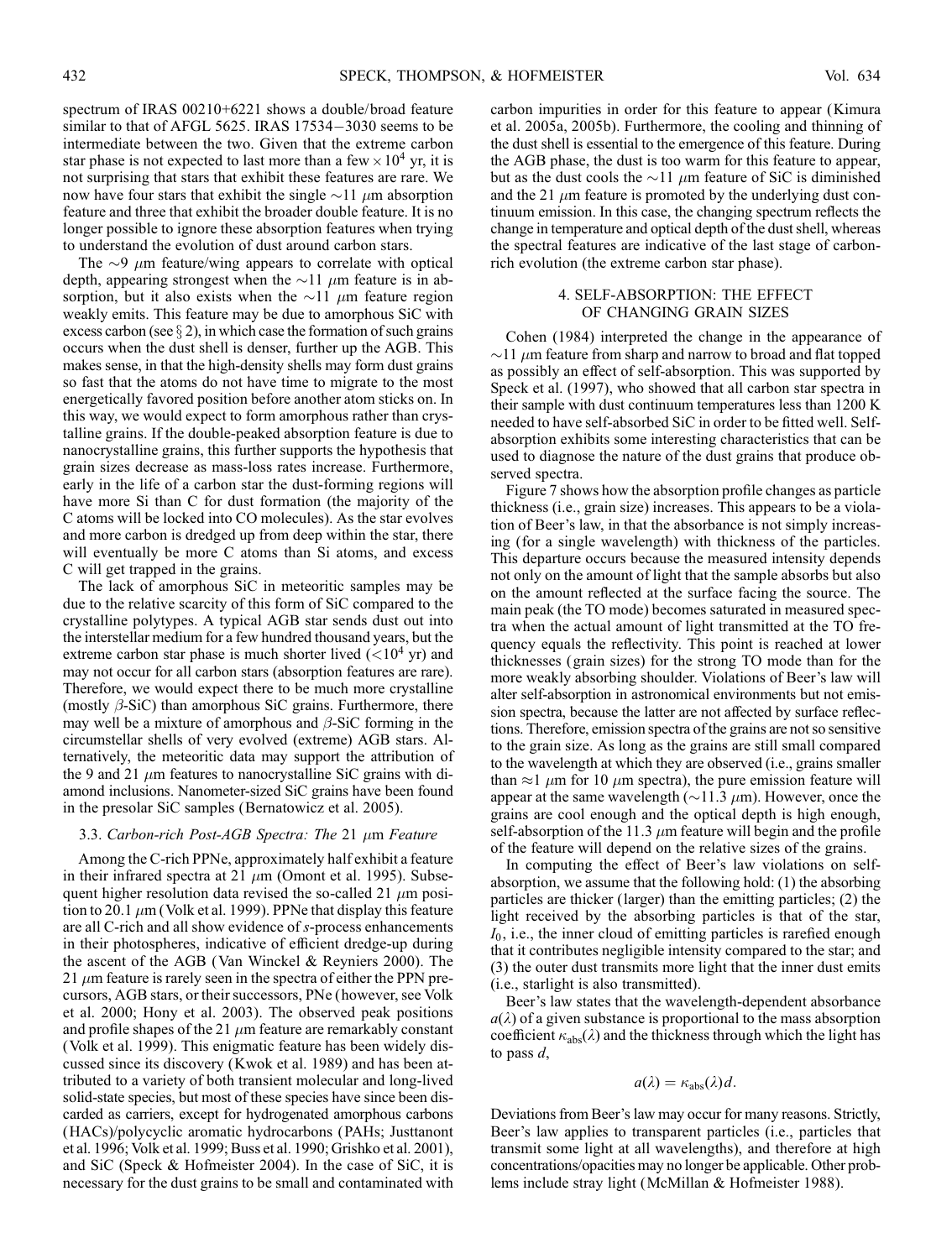spectrum of IRAS 00210+6221 shows a double/broad feature similar to that of AFGL 5625. IRAS 17534−3030 seems to be intermediate between the two. Given that the extreme carbon star phase is not expected to last more than a few $\times 10^4$ yr, it is not surprising that stars that exhibit these features are rare. We now have four stars that exhibit the single $\sim$11 $\mu$m absorption feature and three that exhibit the broader double feature. It is no longer possible to ignore these absorption features when trying to understand the evolution of dust around carbon stars.

The $\sim$9 $\mu$m feature/wing appears to correlate with optical depth, appearing strongest when the $\sim$11 $\mu$m feature is in absorption, but it also exists when the $\sim$11 $\mu$m feature region weakly emits. This feature may be due to amorphous SiC with excess carbon (see § 2), in which case the formation of such grains occurs when the dust shell is denser, further up the AGB. This makes sense, in that the high-density shells may form dust grains so fast that the atoms do not have time to migrate to the most energetically favored position before another atom sticks on. In this way, we would expect to form amorphous rather than crystalline grains. If the double-peaked absorption feature is due to nanocrystalline grains, this further supports the hypothesis that grain sizes decrease as mass-loss rates increase. Furthermore, early in the life of a carbon star the dust-forming regions will have more Si than C for dust formation (the majority of the C atoms will be locked into CO molecules). As the star evolves and more carbon is dredged up from deep within the star, there will eventually be more C atoms than Si atoms, and excess C will get trapped in the grains.

The lack of amorphous SiC in meteoritic samples may be due to the relative scarcity of this form of SiC compared to the crystalline polytypes. A typical AGB star sends dust out into the interstellar medium for a few hundred thousand years, but the extreme carbon star phase is much shorter lived ($<10^4$ yr) and may not occur for all carbon stars (absorption features are rare). Therefore, we would expect there to be much more crystalline (mostly $\beta$-SiC) than amorphous SiC grains. Furthermore, there may well be a mixture of amorphous and $\beta$-SiC forming in the circumstellar shells of very evolved (extreme) AGB stars. Alternatively, the meteoritic data may support the attribution of the 9 and 21 $\mu$m features to nanocrystalline SiC grains with diamond inclusions. Nanometer-sized SiC grains have been found in the presolar SiC samples (Bernatowicz et al. 2005).

### 3.3. *Carbon-rich Post-AGB Spectra: The* 21 $\mu$m *Feature*

Among the C-rich PPNe, approximately half exhibit a feature in their infrared spectra at 21 $\mu$m (Omont et al. 1995). Subsequent higher resolution data revised the so-called 21 $\mu$m position to 20.1 $\mu$m (Volk et al. 1999). PPNe that display this feature are all C-rich and all show evidence of *s*-process enhancements in their photospheres, indicative of efficient dredge-up during the ascent of the AGB (Van Winckel & Reyniers 2000). The 21 $\mu$m feature is rarely seen in the spectra of either the PPN precursors, AGB stars, or their successors, PNe (however, see Volk et al. 2000; Hony et al. 2003). The observed peak positions and profile shapes of the 21 $\mu$m feature are remarkably constant (Volk et al. 1999). This enigmatic feature has been widely discussed since its discovery (Kwok et al. 1989) and has been attributed to a variety of both transient molecular and long-lived solid-state species, but most of these species have since been discarded as carriers, except for hydrogenated amorphous carbons (HACs)/polycyclic aromatic hydrocarbons (PAHs; Justtanont et al. 1996; Volk et al. 1999; Buss et al. 1990; Grishko et al. 2001), and SiC (Speck & Hofmeister 2004). In the case of SiC, it is necessary for the dust grains to be small and contaminated with carbon impurities in order for this feature to appear (Kimura et al. 2005a, 2005b). Furthermore, the cooling and thinning of the dust shell is essential to the emergence of this feature. During the AGB phase, the dust is too warm for this feature to appear, but as the dust cools the $\sim$11 $\mu$m feature of SiC is diminished and the 21 $\mu$m feature is promoted by the underlying dust continuum emission. In this case, the changing spectrum reflects the change in temperature and optical depth of the dust shell, whereas the spectral features are indicative of the last stage of carbon-rich evolution (the extreme carbon star phase).

## 4. SELF-ABSORPTION: THE EFFECT OF CHANGING GRAIN SIZES

Cohen (1984) interpreted the change in the appearance of $\sim$11 $\mu$m feature from sharp and narrow to broad and flat topped as possibly an effect of self-absorption. This was supported by Speck et al. (1997), who showed that all carbon star spectra in their sample with dust continuum temperatures less than 1200 K needed to have self-absorbed SiC in order to be fitted well. Self-absorption exhibits some interesting characteristics that can be used to diagnose the nature of the dust grains that produce observed spectra.

Figure 7 shows how the absorption profile changes as particle thickness (i.e., grain size) increases. This appears to be a violation of Beer's law, in that the absorbance is not simply increasing (for a single wavelength) with thickness of the particles. This departure occurs because the measured intensity depends not only on the amount of light that the sample absorbs but also on the amount reflected at the surface facing the source. The main peak (the TO mode) becomes saturated in measured spectra when the actual amount of light transmitted at the TO frequency equals the reflectivity. This point is reached at lower thicknesses (grain sizes) for the strong TO mode than for the more weakly absorbing shoulder. Violations of Beer's law will alter self-absorption in astronomical environments but not emission spectra, because the latter are not affected by surface reflections. Therefore, emission spectra of the grains are not so sensitive to the grain size. As long as the grains are still small compared to the wavelength at which they are observed (i.e., grains smaller than $\approx$1 $\mu$m for 10 $\mu$m spectra), the pure emission feature will appear at the same wavelength ($\sim$11.3 $\mu$m). However, once the grains are cool enough and the optical depth is high enough, self-absorption of the 11.3 $\mu$m feature will begin and the profile of the feature will depend on the relative sizes of the grains.

In computing the effect of Beer's law violations on self-absorption, we assume that the following hold: (1) the absorbing particles are thicker (larger) than the emitting particles; (2) the light received by the absorbing particles is that of the star, $I_0$, i.e., the inner cloud of emitting particles is rarefied enough that it contributes negligible intensity compared to the star; and (3) the outer dust transmits more light that the inner dust emits (i.e., starlight is also transmitted).

Beer's law states that the wavelength-dependent absorbance $a(\lambda)$ of a given substance is proportional to the mass absorption coefficient $\kappa_{\rm abs}(\lambda)$ and the thickness through which the light has to pass $d$,

$$a(\lambda) = \kappa_{\rm abs}(\lambda)d.$$

Deviations from Beer's law may occur for many reasons. Strictly, Beer's law applies to transparent particles (i.e., particles that transmit some light at all wavelengths), and therefore at high concentrations/opacities may no longer be applicable. Other problems include stray light (McMillan & Hofmeister 1988).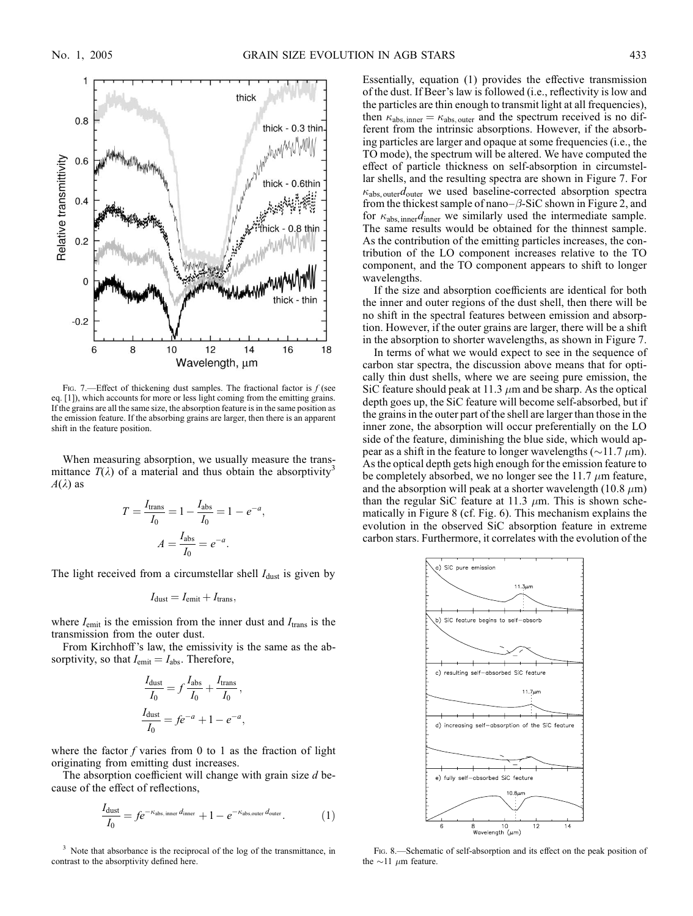FIG. 7.—Effect of thickening dust samples. The fractional factor is $f$ (see eq. [1]), which accounts for more or less light coming from the emitting grains. If the grains are all the same size, the absorption feature is in the same position as the emission feature. If the absorbing grains are larger, then there is an apparent shift in the feature position.

When measuring absorption, we usually measure the transmittance $T(\lambda)$ of a material and thus obtain the absorptivity[3] $A(\lambda)$ as

$$T = \frac{I_{\rm trans}}{I_0} = 1 - \frac{I_{\rm abs}}{I_0} = 1 - e^{-a},$$

$$A = \frac{I_{\rm abs}}{I_0} = e^{-a}.$$

The light received from a circumstellar shell $I_{\rm dust}$ is given by

$$I_{\rm dust} = I_{\rm emit} + I_{\rm trans},$$

where $I_{\rm emit}$ is the emission from the inner dust and $I_{\rm trans}$ is the transmission from the outer dust.

From Kirchhoff's law, the emissivity is the same as the absorptivity, so that $I_{\rm emit} = I_{\rm abs}$. Therefore,

$$\frac{I_{\rm dust}}{I_0} = f\frac{I_{\rm abs}}{I_0} + \frac{I_{\rm trans}}{I_0},$$

$$\frac{I_{\rm dust}}{I_0} = fe^{-a} + 1 - e^{-a},$$

where the factor $f$ varies from 0 to 1 as the fraction of light originating from emitting dust increases.

The absorption coefficient will change with grain size $d$ because of the effect of reflections,

$$\frac{I_{\rm dust}}{I_0} = fe^{-\kappa_{\rm abs,\,inner}d_{\rm inner}} + 1 - e^{-\kappa_{\rm abs,outer}d_{\rm outer}}. \quad (1)$$

Essentially, equation (1) provides the effective transmission of the dust. If Beer's law is followed (i.e., reflectivity is low and the particles are thin enough to transmit light at all frequencies), then $\kappa_{\rm abs,\,inner} = \kappa_{\rm abs,\,outer}$ and the spectrum received is no different from the intrinsic absorptions. However, if the absorbing particles are larger and opaque at some frequencies (i.e., the TO mode), the spectrum will be altered. We have computed the effect of particle thickness on self-absorption in circumstellar shells, and the resulting spectra are shown in Figure 7. For $\kappa_{\rm abs,\,outer}d_{\rm outer}$ we used baseline-corrected absorption spectra from the thickest sample of nano–$\beta$-SiC shown in Figure 2, and for $\kappa_{\rm abs,\,inner}d_{\rm inner}$ we similarly used the intermediate sample. The same results would be obtained for the thinnest sample. As the contribution of the emitting particles increases, the contribution of the LO component increases relative to the TO component, and the TO component appears to shift to longer wavelengths.

If the size and absorption coefficients are identical for both the inner and outer regions of the dust shell, then there will be no shift in the spectral features between emission and absorption. However, if the outer grains are larger, there will be a shift in the absorption to shorter wavelengths, as shown in Figure 7.

In terms of what we would expect to see in the sequence of carbon star spectra, the discussion above means that for optically thin dust shells, where we are seeing pure emission, the SiC feature should peak at 11.3 $\mu$m and be sharp. As the optical depth goes up, the SiC feature will become self-absorbed, but if the grains in the outer part of the shell are larger than those in the inner zone, the absorption will occur preferentially on the LO side of the feature, diminishing the blue side, which would appear as a shift in the feature to longer wavelengths (~11.7 $\mu$m). As the optical depth gets high enough for the emission feature to be completely absorbed, we no longer see the 11.7 $\mu$m feature, and the absorption will peak at a shorter wavelength (10.8 $\mu$m) than the regular SiC feature at 11.3 $\mu$m. This is shown schematically in Figure 8 (cf. Fig. 6). This mechanism explains the evolution in the observed SiC absorption feature in extreme carbon stars. Furthermore, it correlates with the evolution of the

FIG. 8.—Schematic of self-absorption and its effect on the peak position of the ~11 $\mu$m feature.

[3] Note that absorbance is the reciprocal of the log of the transmittance, in contrast to the absorptivity defined here.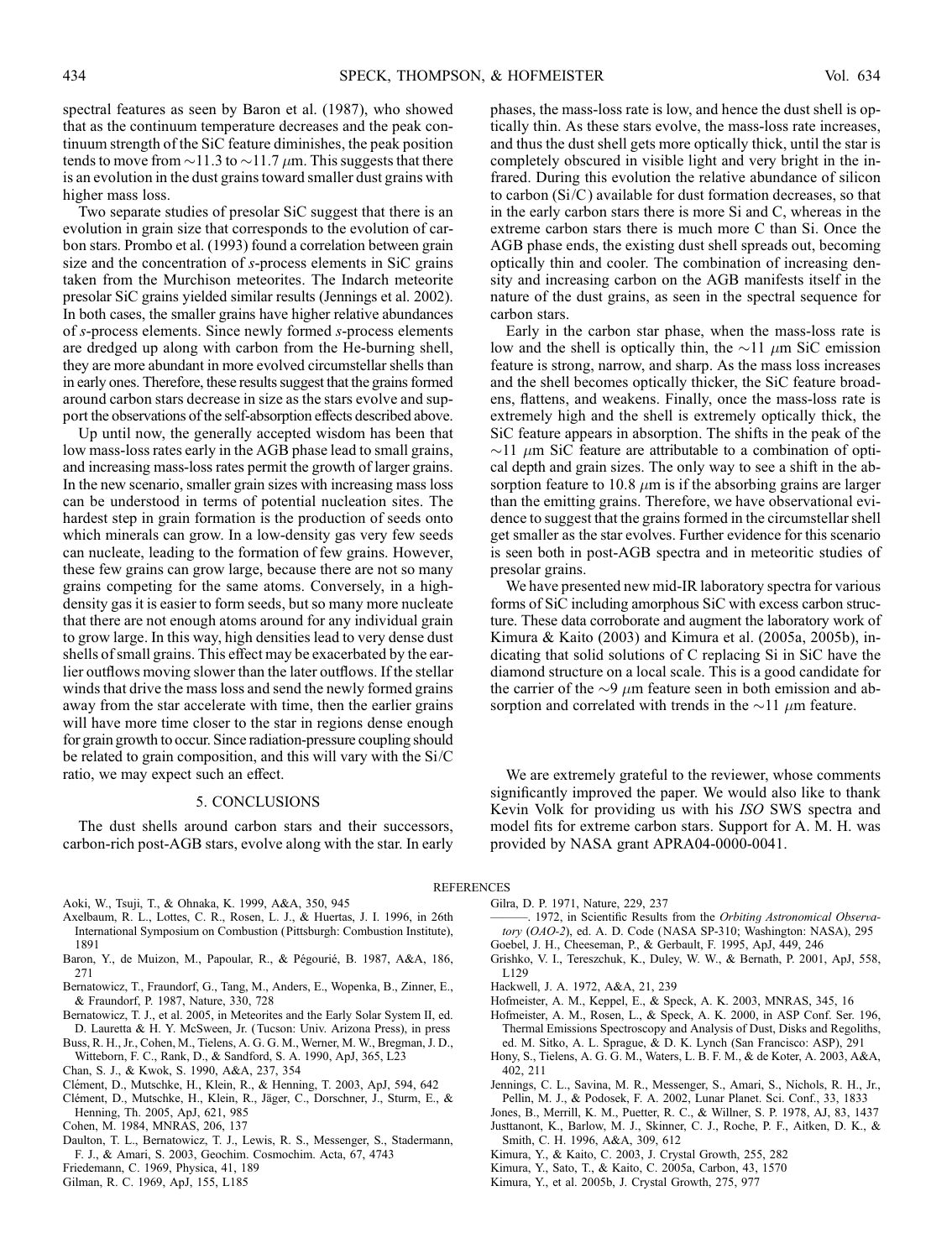spectral features as seen by Baron et al. (1987), who showed that as the continuum temperature decreases and the peak continuum strength of the SiC feature diminishes, the peak position tends to move from ~11.3 to ~11.7 $\mu$m. This suggests that there is an evolution in the dust grains toward smaller dust grains with higher mass loss.

Two separate studies of presolar SiC suggest that there is an evolution in grain size that corresponds to the evolution of carbon stars. Prombo et al. (1993) found a correlation between grain size and the concentration of *s*-process elements in SiC grains taken from the Murchison meteorites. The Indarch meteorite presolar SiC grains yielded similar results (Jennings et al. 2002). In both cases, the smaller grains have higher relative abundances of *s*-process elements. Since newly formed *s*-process elements are dredged up along with carbon from the He-burning shell, they are more abundant in more evolved circumstellar shells than in early ones. Therefore, these results suggest that the grains formed around carbon stars decrease in size as the stars evolve and support the observations of the self-absorption effects described above.

Up until now, the generally accepted wisdom has been that low mass-loss rates early in the AGB phase lead to small grains, and increasing mass-loss rates permit the growth of larger grains. In the new scenario, smaller grain sizes with increasing mass loss can be understood in terms of potential nucleation sites. The hardest step in grain formation is the production of seeds onto which minerals can grow. In a low-density gas very few seeds can nucleate, leading to the formation of few grains. However, these few grains can grow large, because there are not so many grains competing for the same atoms. Conversely, in a high-density gas it is easier to form seeds, but so many more nucleate that there are not enough atoms around for any individual grain to grow large. In this way, high densities lead to very dense dust shells of small grains. This effect may be exacerbated by the earlier outflows moving slower than the later outflows. If the stellar winds that drive the mass loss and send the newly formed grains away from the star accelerate with time, then the earlier grains will have more time closer to the star in regions dense enough for grain growth to occur. Since radiation-pressure coupling should be related to grain composition, and this will vary with the Si/C ratio, we may expect such an effect.

## 5. CONCLUSIONS

The dust shells around carbon stars and their successors, carbon-rich post-AGB stars, evolve along with the star. In early phases, the mass-loss rate is low, and hence the dust shell is optically thin. As these stars evolve, the mass-loss rate increases, and thus the dust shell gets more optically thick, until the star is completely obscured in visible light and very bright in the infrared. During this evolution the relative abundance of silicon to carbon (Si/C) available for dust formation decreases, so that in the early carbon stars there is more Si and C, whereas in the extreme carbon stars there is much more C than Si. Once the AGB phase ends, the existing dust shell spreads out, becoming optically thin and cooler. The combination of increasing density and increasing carbon on the AGB manifests itself in the nature of the dust grains, as seen in the spectral sequence for carbon stars.

Early in the carbon star phase, when the mass-loss rate is low and the shell is optically thin, the ~11 $\mu$m SiC emission feature is strong, narrow, and sharp. As the mass loss increases and the shell becomes optically thicker, the SiC feature broadens, flattens, and weakens. Finally, once the mass-loss rate is extremely high and the shell is extremely optically thick, the SiC feature appears in absorption. The shifts in the peak of the ~11 $\mu$m SiC feature are attributable to a combination of optical depth and grain sizes. The only way to see a shift in the absorption feature to 10.8 $\mu$m is if the absorbing grains are larger than the emitting grains. Therefore, we have observational evidence to suggest that the grains formed in the circumstellar shell get smaller as the star evolves. Further evidence for this scenario is seen both in post-AGB spectra and in meteoritic studies of presolar grains.

We have presented new mid-IR laboratory spectra for various forms of SiC including amorphous SiC with excess carbon structure. These data corroborate and augment the laboratory work of Kimura & Kaito (2003) and Kimura et al. (2005a, 2005b), indicating that solid solutions of C replacing Si in SiC have the diamond structure on a local scale. This is a good candidate for the carrier of the ~9 $\mu$m feature seen in both emission and absorption and correlated with trends in the ~11 $\mu$m feature.

We are extremely grateful to the reviewer, whose comments significantly improved the paper. We would also like to thank Kevin Volk for providing us with his *ISO* SWS spectra and model fits for extreme carbon stars. Support for A. M. H. was provided by NASA grant APRA04-0000-0041.

## REFERENCES

Aoki, W., Tsuji, T., & Ohnaka, K. 1999, A&A, 350, 945
Axelbaum, R. L., Lottes, C. R., Rosen, L. J., & Huertas, J. I. 1996, in 26th International Symposium on Combustion (Pittsburgh: Combustion Institute), 1891
Baron, Y., de Muizon, M., Papoular, R., & Pégourié, B. 1987, A&A, 186, 271
Bernatowicz, T., Fraundorf, G., Tang, M., Anders, E., Wopenka, B., Zinner, E., & Fraundorf, P. 1987, Nature, 330, 728
Bernatowicz, T. J., et al. 2005, in Meteorites and the Early Solar System II, ed. D. Lauretta & H. Y. McSween, Jr. (Tucson: Univ. Arizona Press), in press
Buss, R. H., Jr., Cohen, M., Tielens, A. G. G. M., Werner, M. W., Bregman, J. D., Witteborn, F. C., Rank, D., & Sandford, S. A. 1990, ApJ, 365, L23
Chan, S. J., & Kwok, S. 1990, A&A, 237, 354
Clément, D., Mutschke, H., Klein, R., & Henning, T. 2003, ApJ, 594, 642
Clément, D., Mutschke, H., Klein, R., Jäger, C., Dorschner, J., Sturm, E., & Henning, Th. 2005, ApJ, 621, 985
Cohen, M. 1984, MNRAS, 206, 137
Daulton, T. L., Bernatowicz, T. J., Lewis, R. S., Messenger, S., Stadermann, F. J., & Amari, S. 2003, Geochim. Cosmochim. Acta, 67, 4743
Friedemann, C. 1969, Physica, 41, 189
Gilman, R. C. 1969, ApJ, 155, L185
Gilra, D. P. 1971, Nature, 229, 237
———. 1972, in Scientific Results from the *Orbiting Astronomical Observatory* (*OAO-2*), ed. A. D. Code (NASA SP-310; Washington: NASA), 295
Goebel, J. H., Cheeseman, P., & Gerbault, F. 1995, ApJ, 449, 246
Grishko, V. I., Tereszchuk, K., Duley, W. W., & Bernath, P. 2001, ApJ, 558, L129
Hackwell, J. A. 1972, A&A, 21, 239
Hofmeister, A. M., Keppel, E., & Speck, A. K. 2003, MNRAS, 345, 16
Hofmeister, A. M., Rosen, L., & Speck, A. K. 2000, in ASP Conf. Ser. 196, Thermal Emissions Spectroscopy and Analysis of Dust, Disks and Regoliths, ed. M. Sitko, A. L. Sprague, & D. K. Lynch (San Francisco: ASP), 291
Hony, S., Tielens, A. G. G. M., Waters, L. B. F. M., & de Koter, A. 2003, A&A, 402, 211
Jennings, C. L., Savina, M. R., Messenger, S., Amari, S., Nichols, R. H., Jr., Pellin, M. J., & Podosek, F. A. 2002, Lunar Planet. Sci. Conf., 33, 1833
Jones, B., Merrill, K. M., Puetter, R. C., & Willner, S. P. 1978, AJ, 83, 1437
Justtanont, K., Barlow, M. J., Skinner, C. J., Roche, P. F., Aitken, D. K., & Smith, C. H. 1996, A&A, 309, 612
Kimura, Y., & Kaito, C. 2003, J. Crystal Growth, 255, 282
Kimura, Y., Sato, T., & Kaito, C. 2005a, Carbon, 43, 1570
Kimura, Y., et al. 2005b, J. Crystal Growth, 275, 977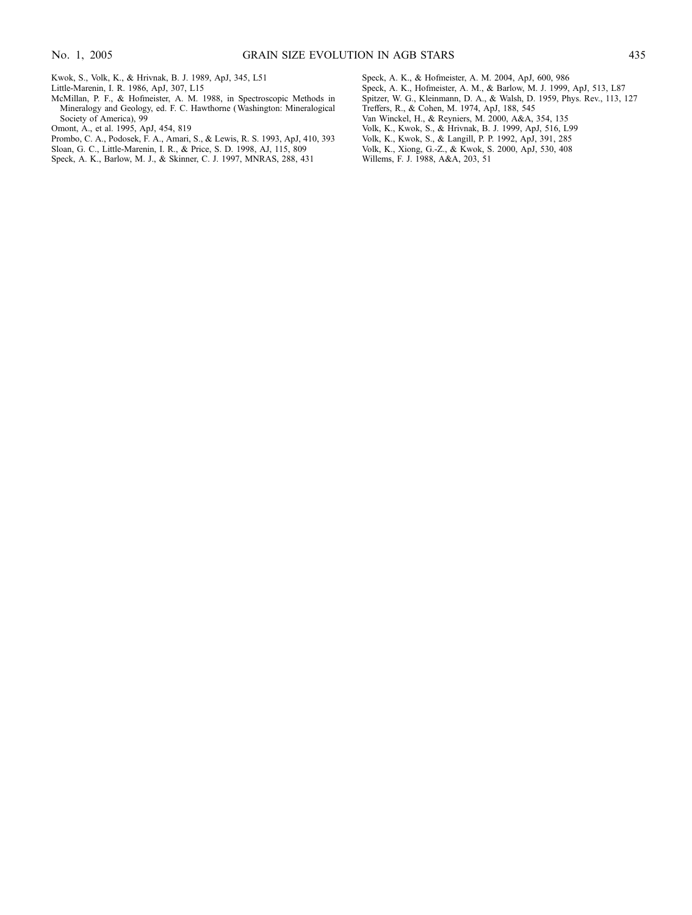Kwok, S., Volk, K., & Hrivnak, B. J. 1989, ApJ, 345, L51

Little-Marenin, I. R. 1986, ApJ, 307, L15

McMillan, P. F., & Hofmeister, A. M. 1988, in Spectroscopic Methods in Mineralogy and Geology, ed. F. C. Hawthorne (Washington: Mineralogical Society of America), 99

Omont, A., et al. 1995, ApJ, 454, 819

Prombo, C. A., Podosek, F. A., Amari, S., & Lewis, R. S. 1993, ApJ, 410, 393

Sloan, G. C., Little-Marenin, I. R., & Price, S. D. 1998, AJ, 115, 809

Speck, A. K., Barlow, M. J., & Skinner, C. J. 1997, MNRAS, 288, 431

Speck, A. K., & Hofmeister, A. M. 2004, ApJ, 600, 986

Speck, A. K., Hofmeister, A. M., & Barlow, M. J. 1999, ApJ, 513, L87

Spitzer, W. G., Kleinmann, D. A., & Walsh, D. 1959, Phys. Rev., 113, 127

Treffers, R., & Cohen, M. 1974, ApJ, 188, 545

Van Winckel, H., & Reyniers, M. 2000, A&A, 354, 135

Volk, K., Kwok, S., & Hrivnak, B. J. 1999, ApJ, 516, L99

Volk, K., Kwok, S., & Langill, P. P. 1992, ApJ, 391, 285

Volk, K., Xiong, G.-Z., & Kwok, S. 2000, ApJ, 530, 408

Willems, F. J. 1988, A&A, 203, 51